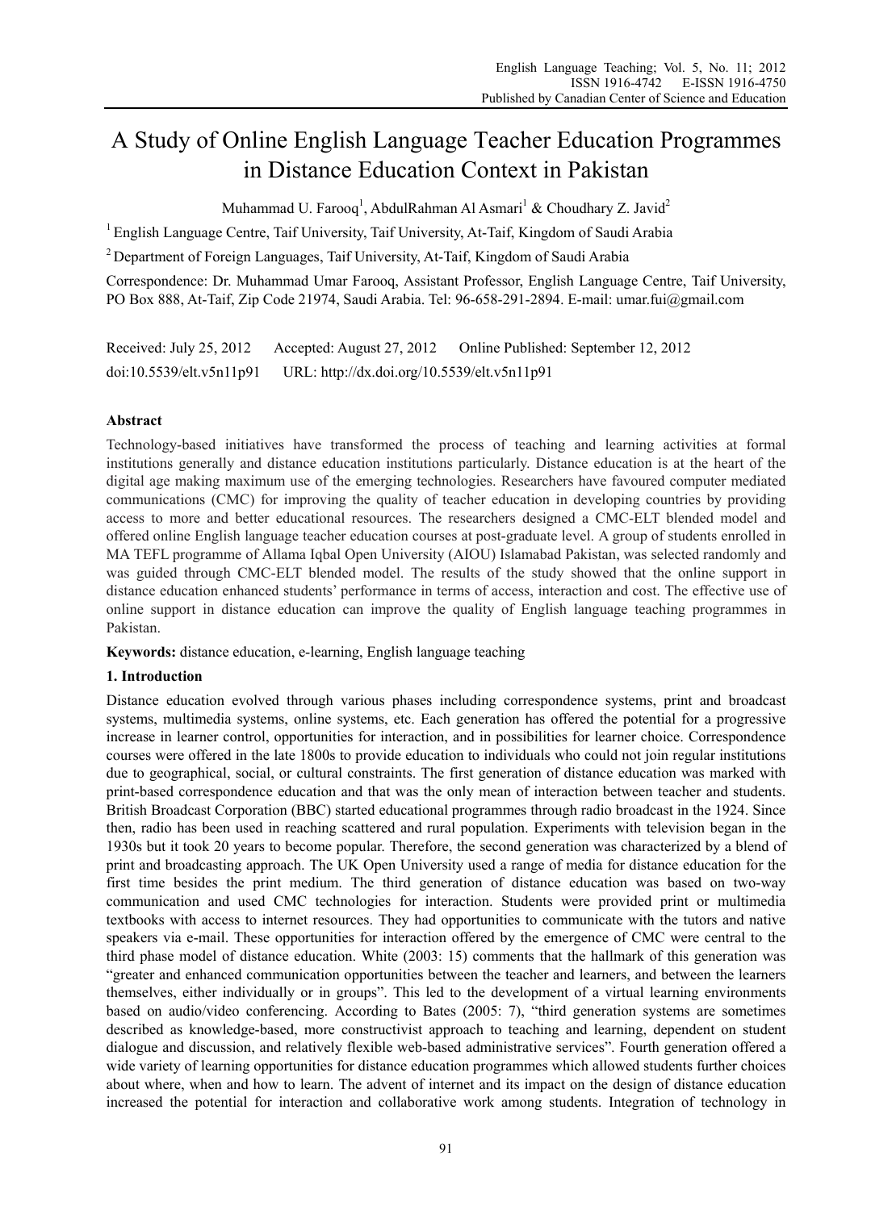# A Study of Online English Language Teacher Education Programmes in Distance Education Context in Pakistan

Muhammad U. Farooq[1], AbdulRahman Al Asmari[1] & Choudhary Z. Javid[2]

[1] English Language Centre, Taif University, Taif University, At-Taif, Kingdom of Saudi Arabia

[2] Department of Foreign Languages, Taif University, At-Taif, Kingdom of Saudi Arabia

Correspondence: Dr. Muhammad Umar Farooq, Assistant Professor, English Language Centre, Taif University, PO Box 888, At-Taif, Zip Code 21974, Saudi Arabia. Tel: 96-658-291-2894. E-mail: umar.fui@gmail.com

Received: July 25, 2012 Accepted: August 27, 2012 Online Published: September 12, 2012

doi:10.5539/elt.v5n11p91 URL: http://dx.doi.org/10.5539/elt.v5n11p91

## Abstract

Technology-based initiatives have transformed the process of teaching and learning activities at formal institutions generally and distance education institutions particularly. Distance education is at the heart of the digital age making maximum use of the emerging technologies. Researchers have favoured computer mediated communications (CMC) for improving the quality of teacher education in developing countries by providing access to more and better educational resources. The researchers designed a CMC-ELT blended model and offered online English language teacher education courses at post-graduate level. A group of students enrolled in MA TEFL programme of Allama Iqbal Open University (AIOU) Islamabad Pakistan, was selected randomly and was guided through CMC-ELT blended model. The results of the study showed that the online support in distance education enhanced students' performance in terms of access, interaction and cost. The effective use of online support in distance education can improve the quality of English language teaching programmes in Pakistan.

**Keywords:** distance education, e-learning, English language teaching

## 1. Introduction

Distance education evolved through various phases including correspondence systems, print and broadcast systems, multimedia systems, online systems, etc. Each generation has offered the potential for a progressive increase in learner control, opportunities for interaction, and in possibilities for learner choice. Correspondence courses were offered in the late 1800s to provide education to individuals who could not join regular institutions due to geographical, social, or cultural constraints. The first generation of distance education was marked with print-based correspondence education and that was the only mean of interaction between teacher and students. British Broadcast Corporation (BBC) started educational programmes through radio broadcast in the 1924. Since then, radio has been used in reaching scattered and rural population. Experiments with television began in the 1930s but it took 20 years to become popular. Therefore, the second generation was characterized by a blend of print and broadcasting approach. The UK Open University used a range of media for distance education for the first time besides the print medium. The third generation of distance education was based on two-way communication and used CMC technologies for interaction. Students were provided print or multimedia textbooks with access to internet resources. They had opportunities to communicate with the tutors and native speakers via e-mail. These opportunities for interaction offered by the emergence of CMC were central to the third phase model of distance education. White (2003: 15) comments that the hallmark of this generation was "greater and enhanced communication opportunities between the teacher and learners, and between the learners themselves, either individually or in groups". This led to the development of a virtual learning environments based on audio/video conferencing. According to Bates (2005: 7), "third generation systems are sometimes described as knowledge-based, more constructivist approach to teaching and learning, dependent on student dialogue and discussion, and relatively flexible web-based administrative services". Fourth generation offered a wide variety of learning opportunities for distance education programmes which allowed students further choices about where, when and how to learn. The advent of internet and its impact on the design of distance education increased the potential for interaction and collaborative work among students. Integration of technology in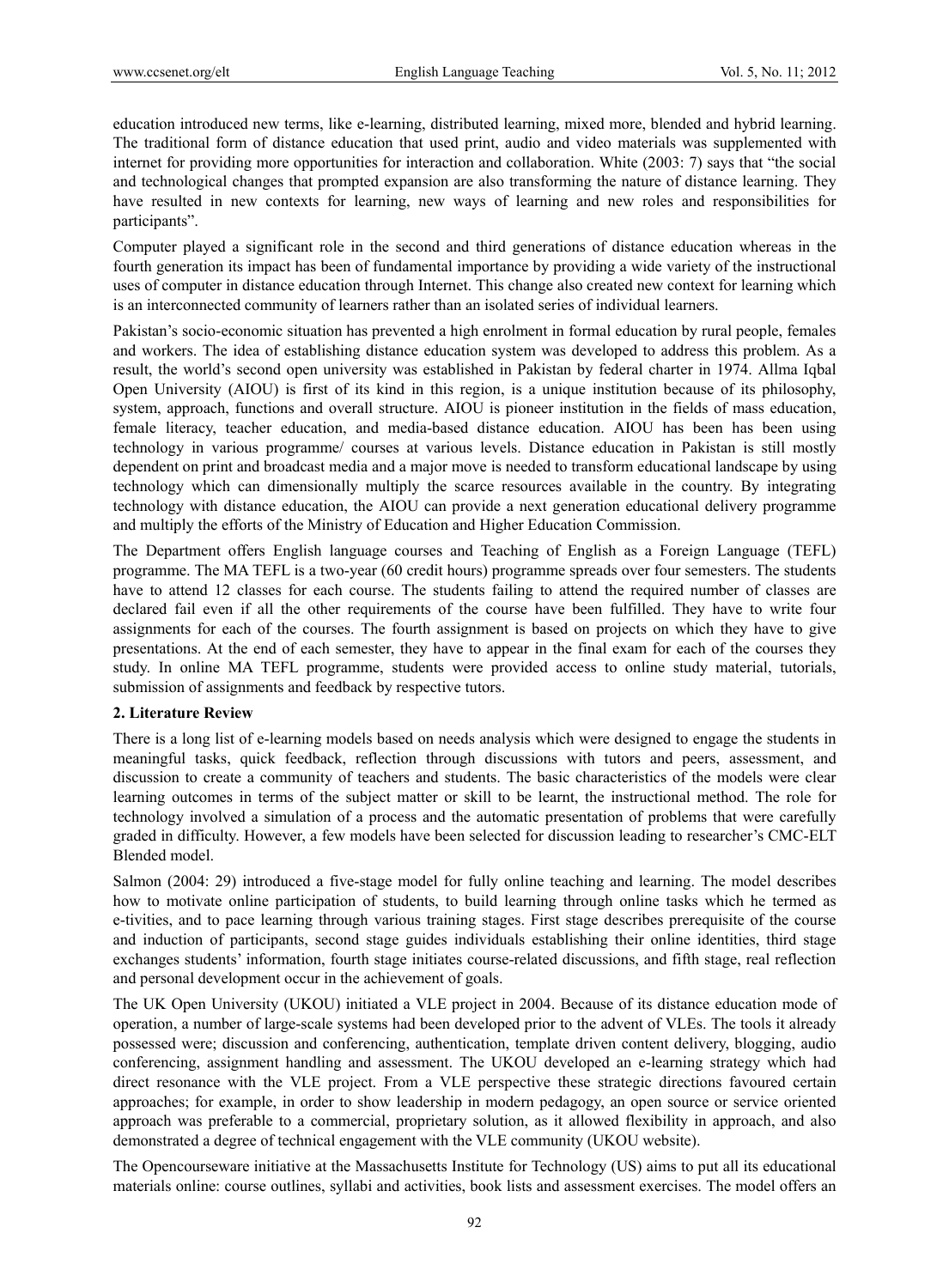education introduced new terms, like e-learning, distributed learning, mixed more, blended and hybrid learning. The traditional form of distance education that used print, audio and video materials was supplemented with internet for providing more opportunities for interaction and collaboration. White (2003: 7) says that "the social and technological changes that prompted expansion are also transforming the nature of distance learning. They have resulted in new contexts for learning, new ways of learning and new roles and responsibilities for participants".

Computer played a significant role in the second and third generations of distance education whereas in the fourth generation its impact has been of fundamental importance by providing a wide variety of the instructional uses of computer in distance education through Internet. This change also created new context for learning which is an interconnected community of learners rather than an isolated series of individual learners.

Pakistan's socio-economic situation has prevented a high enrolment in formal education by rural people, females and workers. The idea of establishing distance education system was developed to address this problem. As a result, the world's second open university was established in Pakistan by federal charter in 1974. Allma Iqbal Open University (AIOU) is first of its kind in this region, is a unique institution because of its philosophy, system, approach, functions and overall structure. AIOU is pioneer institution in the fields of mass education, female literacy, teacher education, and media-based distance education. AIOU has been has been using technology in various programme/ courses at various levels. Distance education in Pakistan is still mostly dependent on print and broadcast media and a major move is needed to transform educational landscape by using technology which can dimensionally multiply the scarce resources available in the country. By integrating technology with distance education, the AIOU can provide a next generation educational delivery programme and multiply the efforts of the Ministry of Education and Higher Education Commission.

The Department offers English language courses and Teaching of English as a Foreign Language (TEFL) programme. The MA TEFL is a two-year (60 credit hours) programme spreads over four semesters. The students have to attend 12 classes for each course. The students failing to attend the required number of classes are declared fail even if all the other requirements of the course have been fulfilled. They have to write four assignments for each of the courses. The fourth assignment is based on projects on which they have to give presentations. At the end of each semester, they have to appear in the final exam for each of the courses they study. In online MA TEFL programme, students were provided access to online study material, tutorials, submission of assignments and feedback by respective tutors.

## 2. Literature Review

There is a long list of e-learning models based on needs analysis which were designed to engage the students in meaningful tasks, quick feedback, reflection through discussions with tutors and peers, assessment, and discussion to create a community of teachers and students. The basic characteristics of the models were clear learning outcomes in terms of the subject matter or skill to be learnt, the instructional method. The role for technology involved a simulation of a process and the automatic presentation of problems that were carefully graded in difficulty. However, a few models have been selected for discussion leading to researcher's CMC-ELT Blended model.

Salmon (2004: 29) introduced a five-stage model for fully online teaching and learning. The model describes how to motivate online participation of students, to build learning through online tasks which he termed as e-tivities, and to pace learning through various training stages. First stage describes prerequisite of the course and induction of participants, second stage guides individuals establishing their online identities, third stage exchanges students' information, fourth stage initiates course-related discussions, and fifth stage, real reflection and personal development occur in the achievement of goals.

The UK Open University (UKOU) initiated a VLE project in 2004. Because of its distance education mode of operation, a number of large-scale systems had been developed prior to the advent of VLEs. The tools it already possessed were; discussion and conferencing, authentication, template driven content delivery, blogging, audio conferencing, assignment handling and assessment. The UKOU developed an e-learning strategy which had direct resonance with the VLE project. From a VLE perspective these strategic directions favoured certain approaches; for example, in order to show leadership in modern pedagogy, an open source or service oriented approach was preferable to a commercial, proprietary solution, as it allowed flexibility in approach, and also demonstrated a degree of technical engagement with the VLE community (UKOU website).

The Opencourseware initiative at the Massachusetts Institute for Technology (US) aims to put all its educational materials online: course outlines, syllabi and activities, book lists and assessment exercises. The model offers an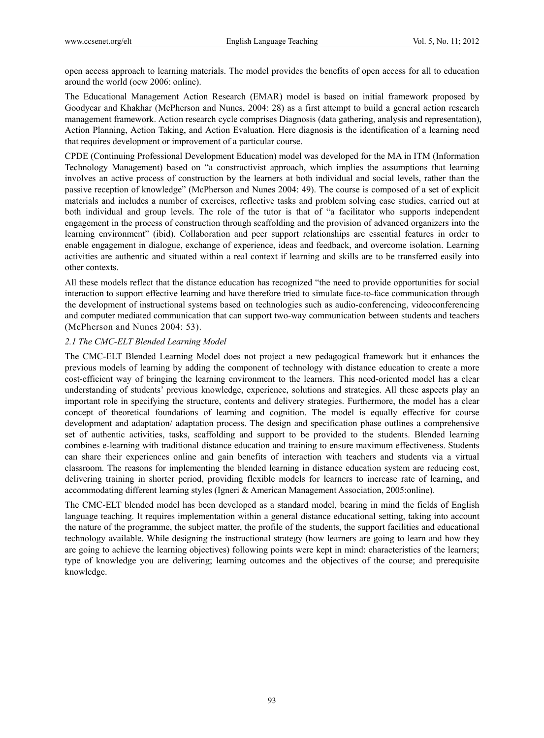open access approach to learning materials. The model provides the benefits of open access for all to education around the world (ocw 2006: online).

The Educational Management Action Research (EMAR) model is based on initial framework proposed by Goodyear and Khakhar (McPherson and Nunes, 2004: 28) as a first attempt to build a general action research management framework. Action research cycle comprises Diagnosis (data gathering, analysis and representation), Action Planning, Action Taking, and Action Evaluation. Here diagnosis is the identification of a learning need that requires development or improvement of a particular course.

CPDE (Continuing Professional Development Education) model was developed for the MA in ITM (Information Technology Management) based on "a constructivist approach, which implies the assumptions that learning involves an active process of construction by the learners at both individual and social levels, rather than the passive reception of knowledge" (McPherson and Nunes 2004: 49). The course is composed of a set of explicit materials and includes a number of exercises, reflective tasks and problem solving case studies, carried out at both individual and group levels. The role of the tutor is that of "a facilitator who supports independent engagement in the process of construction through scaffolding and the provision of advanced organizers into the learning environment" (ibid). Collaboration and peer support relationships are essential features in order to enable engagement in dialogue, exchange of experience, ideas and feedback, and overcome isolation. Learning activities are authentic and situated within a real context if learning and skills are to be transferred easily into other contexts.

All these models reflect that the distance education has recognized "the need to provide opportunities for social interaction to support effective learning and have therefore tried to simulate face-to-face communication through the development of instructional systems based on technologies such as audio-conferencing, videoconferencing and computer mediated communication that can support two-way communication between students and teachers (McPherson and Nunes 2004: 53).

### *2.1 The CMC-ELT Blended Learning Model*

The CMC-ELT Blended Learning Model does not project a new pedagogical framework but it enhances the previous models of learning by adding the component of technology with distance education to create a more cost-efficient way of bringing the learning environment to the learners. This need-oriented model has a clear understanding of students' previous knowledge, experience, solutions and strategies. All these aspects play an important role in specifying the structure, contents and delivery strategies. Furthermore, the model has a clear concept of theoretical foundations of learning and cognition. The model is equally effective for course development and adaptation/ adaptation process. The design and specification phase outlines a comprehensive set of authentic activities, tasks, scaffolding and support to be provided to the students. Blended learning combines e-learning with traditional distance education and training to ensure maximum effectiveness. Students can share their experiences online and gain benefits of interaction with teachers and students via a virtual classroom. The reasons for implementing the blended learning in distance education system are reducing cost, delivering training in shorter period, providing flexible models for learners to increase rate of learning, and accommodating different learning styles (Igneri & American Management Association, 2005:online).

The CMC-ELT blended model has been developed as a standard model, bearing in mind the fields of English language teaching. It requires implementation within a general distance educational setting, taking into account the nature of the programme, the subject matter, the profile of the students, the support facilities and educational technology available. While designing the instructional strategy (how learners are going to learn and how they are going to achieve the learning objectives) following points were kept in mind: characteristics of the learners; type of knowledge you are delivering; learning outcomes and the objectives of the course; and prerequisite knowledge.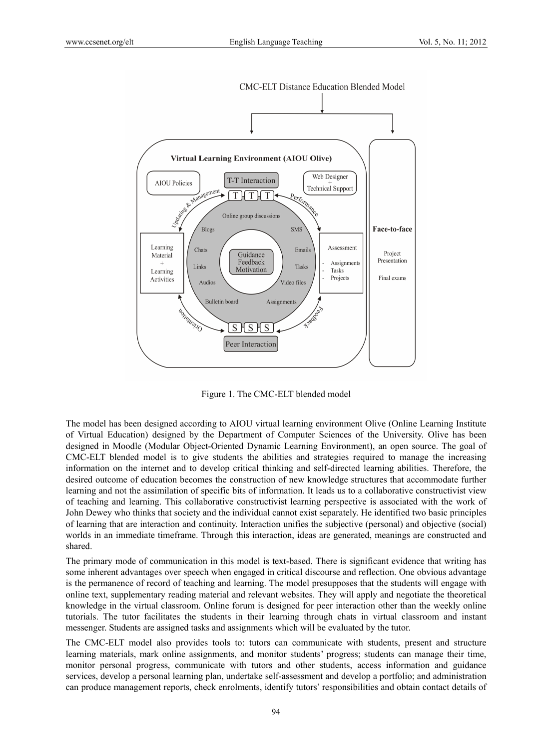CMC-ELT Distance Education Blended Model

Virtual Learning Environment (AIOU Olive)

AIOU Policies

T-T Interaction

Web Designer + Technical Support

T T T

Updating & Management

Performance

Online group discussions

Blogs

SMS

Chats

Emails

Links

Tasks

Audios

Video files

Bulletin board

Assignments

Guidance Feedback Motivation

Learning Material + Learning Activities

Assessment
- Assignments
- Tasks
- Projects

Orientation

Feedback

S S S

Peer Interaction

Face-to-face

Project Presentation

Final exams

Figure 1. The CMC-ELT blended model

The model has been designed according to AIOU virtual learning environment Olive (Online Learning Institute of Virtual Education) designed by the Department of Computer Sciences of the University. Olive has been designed in Moodle (Modular Object-Oriented Dynamic Learning Environment), an open source. The goal of CMC-ELT blended model is to give students the abilities and strategies required to manage the increasing information on the internet and to develop critical thinking and self-directed learning abilities. Therefore, the desired outcome of education becomes the construction of new knowledge structures that accommodate further learning and not the assimilation of specific bits of information. It leads us to a collaborative constructivist view of teaching and learning. This collaborative constructivist learning perspective is associated with the work of John Dewey who thinks that society and the individual cannot exist separately. He identified two basic principles of learning that are interaction and continuity. Interaction unifies the subjective (personal) and objective (social) worlds in an immediate timeframe. Through this interaction, ideas are generated, meanings are constructed and shared.

The primary mode of communication in this model is text-based. There is significant evidence that writing has some inherent advantages over speech when engaged in critical discourse and reflection. One obvious advantage is the permanence of record of teaching and learning. The model presupposes that the students will engage with online text, supplementary reading material and relevant websites. They will apply and negotiate the theoretical knowledge in the virtual classroom. Online forum is designed for peer interaction other than the weekly online tutorials. The tutor facilitates the students in their learning through chats in virtual classroom and instant messenger. Students are assigned tasks and assignments which will be evaluated by the tutor.

The CMC-ELT model also provides tools to: tutors can communicate with students, present and structure learning materials, mark online assignments, and monitor students' progress; students can manage their time, monitor personal progress, communicate with tutors and other students, access information and guidance services, develop a personal learning plan, undertake self-assessment and develop a portfolio; and administration can produce management reports, check enrolments, identify tutors' responsibilities and obtain contact details of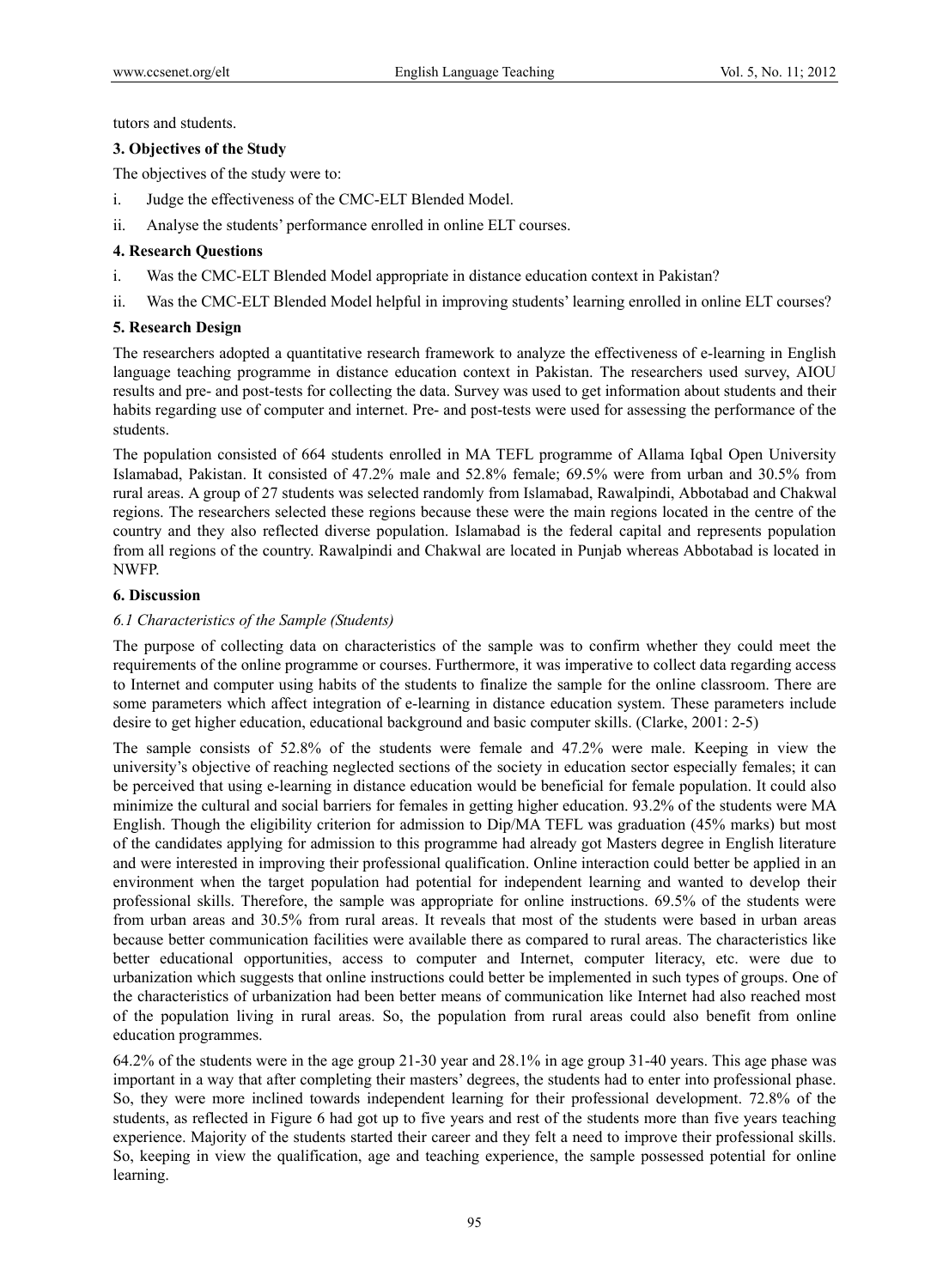tutors and students.

## 3. Objectives of the Study

The objectives of the study were to:

i. Judge the effectiveness of the CMC-ELT Blended Model.

ii. Analyse the students' performance enrolled in online ELT courses.

## 4. Research Questions

i. Was the CMC-ELT Blended Model appropriate in distance education context in Pakistan?

ii. Was the CMC-ELT Blended Model helpful in improving students' learning enrolled in online ELT courses?

## 5. Research Design

The researchers adopted a quantitative research framework to analyze the effectiveness of e-learning in English language teaching programme in distance education context in Pakistan. The researchers used survey, AIOU results and pre- and post-tests for collecting the data. Survey was used to get information about students and their habits regarding use of computer and internet. Pre- and post-tests were used for assessing the performance of the students.

The population consisted of 664 students enrolled in MA TEFL programme of Allama Iqbal Open University Islamabad, Pakistan. It consisted of 47.2% male and 52.8% female; 69.5% were from urban and 30.5% from rural areas. A group of 27 students was selected randomly from Islamabad, Rawalpindi, Abbotabad and Chakwal regions. The researchers selected these regions because these were the main regions located in the centre of the country and they also reflected diverse population. Islamabad is the federal capital and represents population from all regions of the country. Rawalpindi and Chakwal are located in Punjab whereas Abbotabad is located in NWFP.

## 6. Discussion

### *6.1 Characteristics of the Sample (Students)*

The purpose of collecting data on characteristics of the sample was to confirm whether they could meet the requirements of the online programme or courses. Furthermore, it was imperative to collect data regarding access to Internet and computer using habits of the students to finalize the sample for the online classroom. There are some parameters which affect integration of e-learning in distance education system. These parameters include desire to get higher education, educational background and basic computer skills. (Clarke, 2001: 2-5)

The sample consists of 52.8% of the students were female and 47.2% were male. Keeping in view the university's objective of reaching neglected sections of the society in education sector especially females; it can be perceived that using e-learning in distance education would be beneficial for female population. It could also minimize the cultural and social barriers for females in getting higher education. 93.2% of the students were MA English. Though the eligibility criterion for admission to Dip/MA TEFL was graduation (45% marks) but most of the candidates applying for admission to this programme had already got Masters degree in English literature and were interested in improving their professional qualification. Online interaction could better be applied in an environment when the target population had potential for independent learning and wanted to develop their professional skills. Therefore, the sample was appropriate for online instructions. 69.5% of the students were from urban areas and 30.5% from rural areas. It reveals that most of the students were based in urban areas because better communication facilities were available there as compared to rural areas. The characteristics like better educational opportunities, access to computer and Internet, computer literacy, etc. were due to urbanization which suggests that online instructions could better be implemented in such types of groups. One of the characteristics of urbanization had been better means of communication like Internet had also reached most of the population living in rural areas. So, the population from rural areas could also benefit from online education programmes.

64.2% of the students were in the age group 21-30 year and 28.1% in age group 31-40 years. This age phase was important in a way that after completing their masters' degrees, the students had to enter into professional phase. So, they were more inclined towards independent learning for their professional development. 72.8% of the students, as reflected in Figure 6 had got up to five years and rest of the students more than five years teaching experience. Majority of the students started their career and they felt a need to improve their professional skills. So, keeping in view the qualification, age and teaching experience, the sample possessed potential for online learning.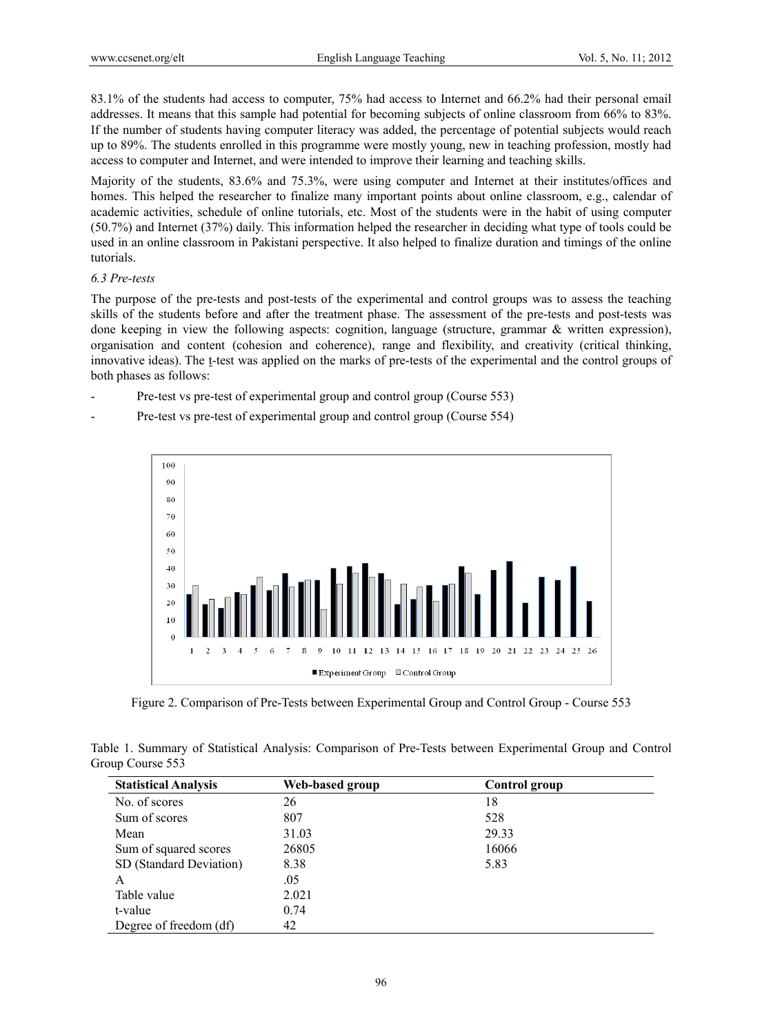83.1% of the students had access to computer, 75% had access to Internet and 66.2% had their personal email addresses. It means that this sample had potential for becoming subjects of online classroom from 66% to 83%. If the number of students having computer literacy was added, the percentage of potential subjects would reach up to 89%. The students enrolled in this programme were mostly young, new in teaching profession, mostly had access to computer and Internet, and were intended to improve their learning and teaching skills.

Majority of the students, 83.6% and 75.3%, were using computer and Internet at their institutes/offices and homes. This helped the researcher to finalize many important points about online classroom, e.g., calendar of academic activities, schedule of online tutorials, etc. Most of the students were in the habit of using computer (50.7%) and Internet (37%) daily. This information helped the researcher in deciding what type of tools could be used in an online classroom in Pakistani perspective. It also helped to finalize duration and timings of the online tutorials.

*6.3 Pre-tests*

The purpose of the pre-tests and post-tests of the experimental and control groups was to assess the teaching skills of the students before and after the treatment phase. The assessment of the pre-tests and post-tests was done keeping in view the following aspects: cognition, language (structure, grammar & written expression), organisation and content (cohesion and coherence), range and flexibility, and creativity (critical thinking, innovative ideas). The t-test was applied on the marks of pre-tests of the experimental and the control groups of both phases as follows:

- Pre-test vs pre-test of experimental group and control group (Course 553)
- Pre-test vs pre-test of experimental group and control group (Course 554)

100
90
80
70
60
50
40
30
20
10
0
1 2 3 4 5 6 7 8 9 10 11 12 13 14 15 16 17 18 19 20 21 22 23 24 25 26
Experiment Group
Control Group

Figure 2. Comparison of Pre-Tests between Experimental Group and Control Group - Course 553

Table 1. Summary of Statistical Analysis: Comparison of Pre-Tests between Experimental Group and Control Group Course 553

| Statistical Analysis | Web-based group | Control group |
|---|---|---|
| No. of scores | 26 | 18 |
| Sum of scores | 807 | 528 |
| Mean | 31.03 | 29.33 |
| Sum of squared scores | 26805 | 16066 |
| SD (Standard Deviation) | 8.38 | 5.83 |
| A | .05 | |
| Table value | 2.021 | |
| t-value | 0.74 | |
| Degree of freedom (df) | 42 | |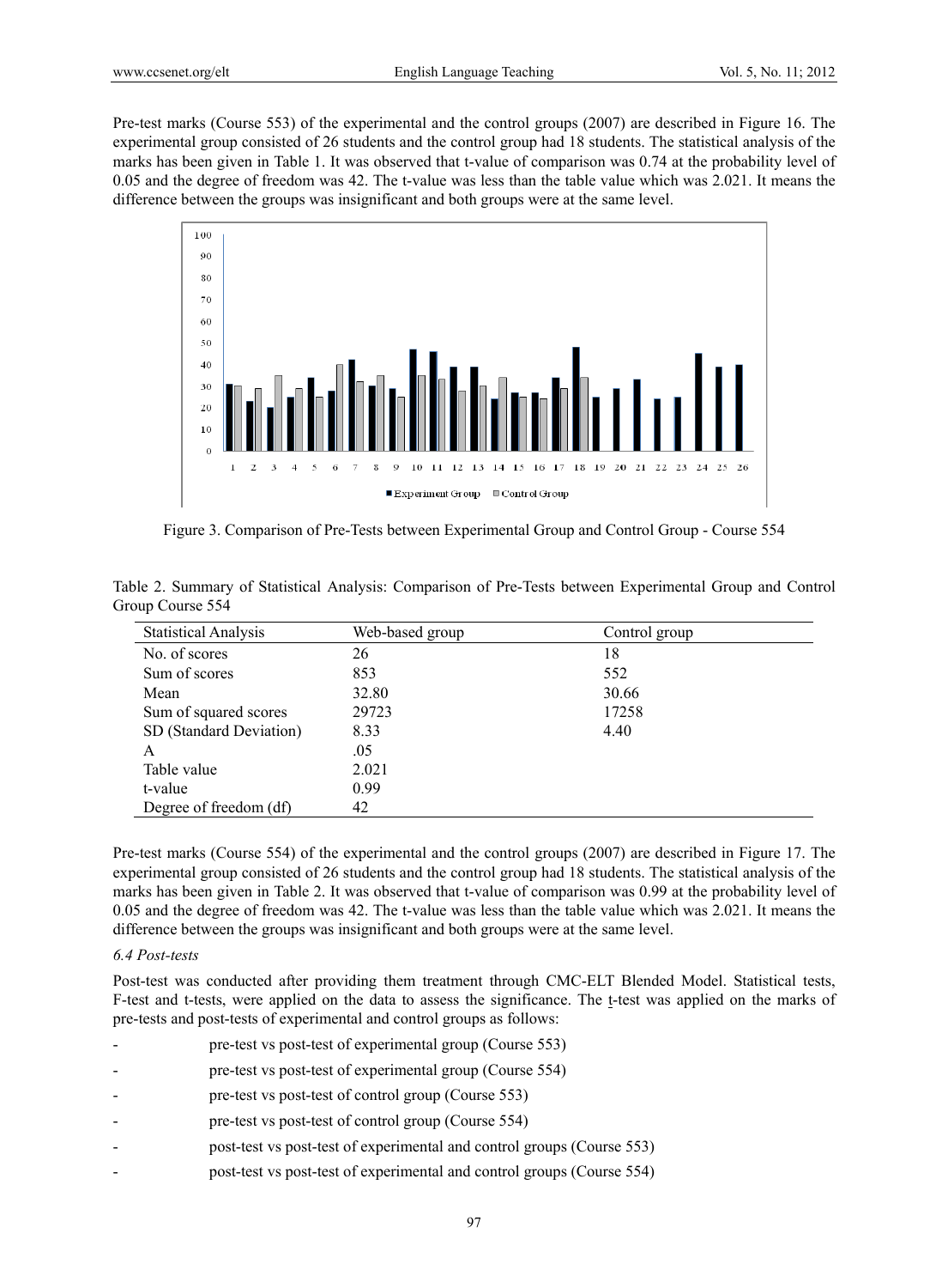Pre-test marks (Course 553) of the experimental and the control groups (2007) are described in Figure 16. The experimental group consisted of 26 students and the control group had 18 students. The statistical analysis of the marks has been given in Table 1. It was observed that t-value of comparison was 0.74 at the probability level of 0.05 and the degree of freedom was 42. The t-value was less than the table value which was 2.021. It means the difference between the groups was insignificant and both groups were at the same level.

100
90
80
70
60
50
40
30
20
10
0
1 2 3 4 5 6 7 8 9 10 11 12 13 14 15 16 17 18 19 20 21 22 23 24 25 26
Experiment Group   Control Group

Figure 3. Comparison of Pre-Tests between Experimental Group and Control Group - Course 554

Table 2. Summary of Statistical Analysis: Comparison of Pre-Tests between Experimental Group and Control Group Course 554

| Statistical Analysis | Web-based group | Control group |
|---|---|---|
| No. of scores | 26 | 18 |
| Sum of scores | 853 | 552 |
| Mean | 32.80 | 30.66 |
| Sum of squared scores | 29723 | 17258 |
| SD (Standard Deviation) | 8.33 | 4.40 |
| A | .05 | |
| Table value | 2.021 | |
| t-value | 0.99 | |
| Degree of freedom (df) | 42 | |

Pre-test marks (Course 554) of the experimental and the control groups (2007) are described in Figure 17. The experimental group consisted of 26 students and the control group had 18 students. The statistical analysis of the marks has been given in Table 2. It was observed that t-value of comparison was 0.99 at the probability level of 0.05 and the degree of freedom was 42. The t-value was less than the table value which was 2.021. It means the difference between the groups was insignificant and both groups were at the same level.

### *6.4 Post-tests*

Post-test was conducted after providing them treatment through CMC-ELT Blended Model. Statistical tests, F-test and t-tests, were applied on the data to assess the significance. The t-test was applied on the marks of pre-tests and post-tests of experimental and control groups as follows:

- pre-test vs post-test of experimental group (Course 553)
- pre-test vs post-test of experimental group (Course 554)
- pre-test vs post-test of control group (Course 553)
- pre-test vs post-test of control group (Course 554)
- post-test vs post-test of experimental and control groups (Course 553)
- post-test vs post-test of experimental and control groups (Course 554)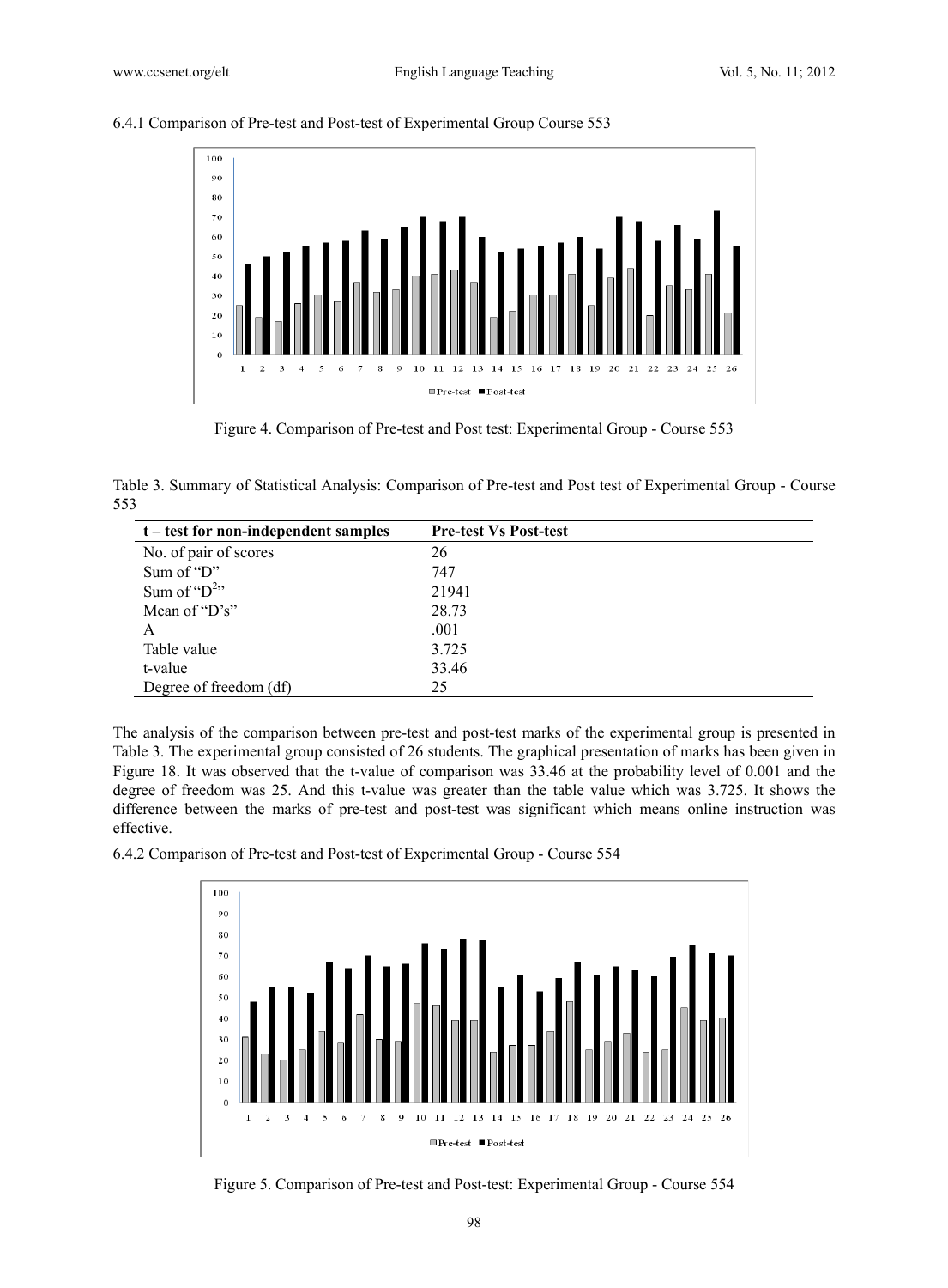6.4.1 Comparison of Pre-test and Post-test of Experimental Group Course 553

Figure 4. Comparison of Pre-test and Post test: Experimental Group - Course 553

Table 3. Summary of Statistical Analysis: Comparison of Pre-test and Post test of Experimental Group - Course 553

| t – test for non-independent samples | Pre-test Vs Post-test |
|---|---|
| No. of pair of scores | 26 |
| Sum of "D" | 747 |
| Sum of "$D^2$" | 21941 |
| Mean of "D's" | 28.73 |
| A | .001 |
| Table value | 3.725 |
| t-value | 33.46 |
| Degree of freedom (df) | 25 |

The analysis of the comparison between pre-test and post-test marks of the experimental group is presented in Table 3. The experimental group consisted of 26 students. The graphical presentation of marks has been given in Figure 18. It was observed that the t-value of comparison was 33.46 at the probability level of 0.001 and the degree of freedom was 25. And this t-value was greater than the table value which was 3.725. It shows the difference between the marks of pre-test and post-test was significant which means online instruction was effective.

6.4.2 Comparison of Pre-test and Post-test of Experimental Group - Course 554

Figure 5. Comparison of Pre-test and Post-test: Experimental Group - Course 554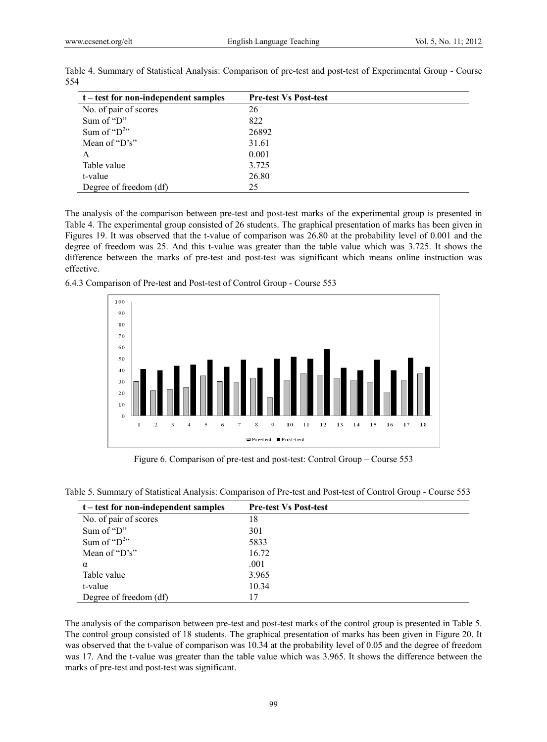Table 4. Summary of Statistical Analysis: Comparison of pre-test and post-test of Experimental Group - Course 554

| t – test for non-independent samples | Pre-test Vs Post-test |
|---|---|
| No. of pair of scores | 26 |
| Sum of "D" | 822 |
| Sum of "$D^2$" | 26892 |
| Mean of "D's" | 31.61 |
| A | 0.001 |
| Table value | 3.725 |
| t-value | 26.80 |
| Degree of freedom (df) | 25 |

The analysis of the comparison between pre-test and post-test marks of the experimental group is presented in Table 4. The experimental group consisted of 26 students. The graphical presentation of marks has been given in Figures 19. It was observed that the t-value of comparison was 26.80 at the probability level of 0.001 and the degree of freedom was 25. And this t-value was greater than the table value which was 3.725. It shows the difference between the marks of pre-test and post-test was significant which means online instruction was effective.

6.4.3 Comparison of Pre-test and Post-test of Control Group - Course 553

100
90
80
70
60
50
40
30
20
10
0
1 2 3 4 5 6 7 8 9 10 11 12 13 14 15 16 17 18
Pre-test Post-test

Figure 6. Comparison of pre-test and post-test: Control Group – Course 553

Table 5. Summary of Statistical Analysis: Comparison of Pre-test and Post-test of Control Group - Course 553

| t – test for non-independent samples | Pre-test Vs Post-test |
|---|---|
| No. of pair of scores | 18 |
| Sum of "D" | 301 |
| Sum of "$D^2$" | 5833 |
| Mean of "D's" | 16.72 |
| $\alpha$ | .001 |
| Table value | 3.965 |
| t-value | 10.34 |
| Degree of freedom (df) | 17 |

The analysis of the comparison between pre-test and post-test marks of the control group is presented in Table 5. The control group consisted of 18 students. The graphical presentation of marks has been given in Figure 20. It was observed that the t-value of comparison was 10.34 at the probability level of 0.05 and the degree of freedom was 17. And the t-value was greater than the table value which was 3.965. It shows the difference between the marks of pre-test and post-test was significant.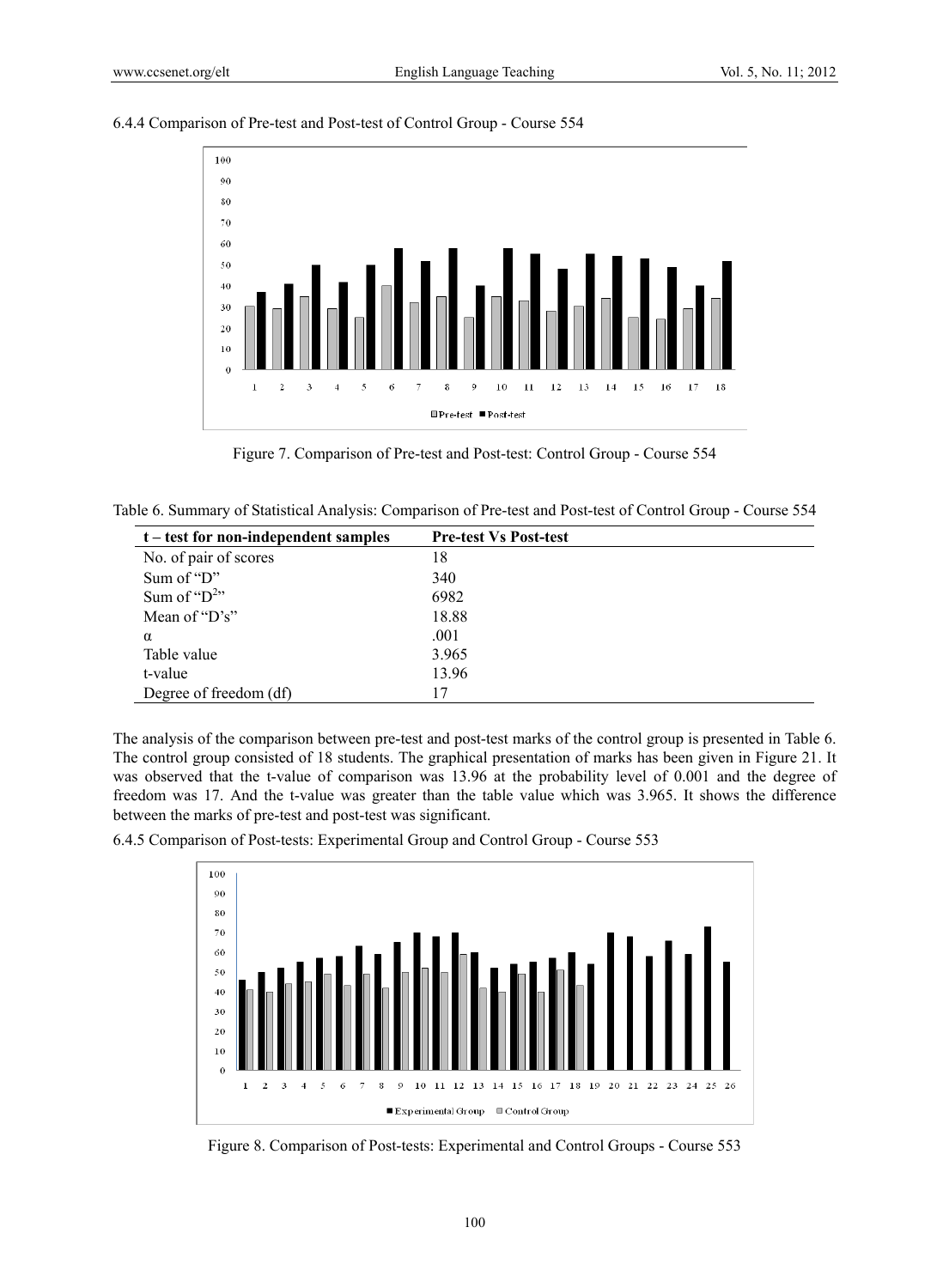6.4.4 Comparison of Pre-test and Post-test of Control Group - Course 554

100
90
80
70
60
50
40
30
20
10
0
1 2 3 4 5 6 7 8 9 10 11 12 13 14 15 16 17 18
Pre-test Post-test

Figure 7. Comparison of Pre-test and Post-test: Control Group - Course 554

Table 6. Summary of Statistical Analysis: Comparison of Pre-test and Post-test of Control Group - Course 554

| t – test for non-independent samples | Pre-test Vs Post-test |
|---|---|
| No. of pair of scores | 18 |
| Sum of "D" | 340 |
| Sum of "$D^2$" | 6982 |
| Mean of "D's" | 18.88 |
| α | .001 |
| Table value | 3.965 |
| t-value | 13.96 |
| Degree of freedom (df) | 17 |

The analysis of the comparison between pre-test and post-test marks of the control group is presented in Table 6. The control group consisted of 18 students. The graphical presentation of marks has been given in Figure 21. It was observed that the t-value of comparison was 13.96 at the probability level of 0.001 and the degree of freedom was 17. And the t-value was greater than the table value which was 3.965. It shows the difference between the marks of pre-test and post-test was significant.

6.4.5 Comparison of Post-tests: Experimental Group and Control Group - Course 553

100
90
80
70
60
50
40
30
20
10
0
1 2 3 4 5 6 7 8 9 10 11 12 13 14 15 16 17 18 19 20 21 22 23 24 25 26
Experimental Group Control Group

Figure 8. Comparison of Post-tests: Experimental and Control Groups - Course 553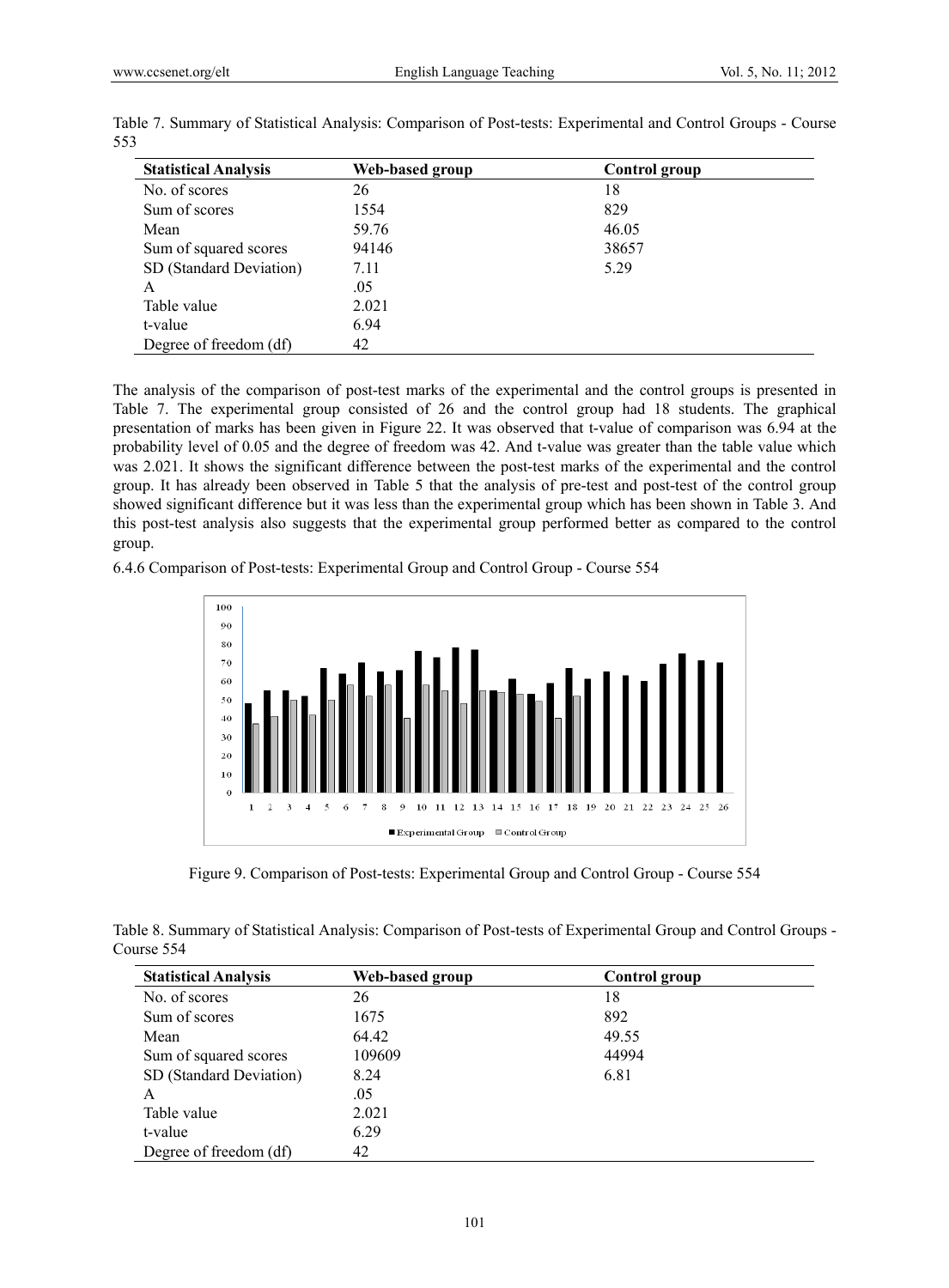Table 7. Summary of Statistical Analysis: Comparison of Post-tests: Experimental and Control Groups - Course 553

| Statistical Analysis | Web-based group | Control group |
|---|---|---|
| No. of scores | 26 | 18 |
| Sum of scores | 1554 | 829 |
| Mean | 59.76 | 46.05 |
| Sum of squared scores | 94146 | 38657 |
| SD (Standard Deviation) | 7.11 | 5.29 |
| A | .05 | |
| Table value | 2.021 | |
| t-value | 6.94 | |
| Degree of freedom (df) | 42 | |

The analysis of the comparison of post-test marks of the experimental and the control groups is presented in Table 7. The experimental group consisted of 26 and the control group had 18 students. The graphical presentation of marks has been given in Figure 22. It was observed that t-value of comparison was 6.94 at the probability level of 0.05 and the degree of freedom was 42. And t-value was greater than the table value which was 2.021. It shows the significant difference between the post-test marks of the experimental and the control group. It has already been observed in Table 5 that the analysis of pre-test and post-test of the control group showed significant difference but it was less than the experimental group which has been shown in Table 3. And this post-test analysis also suggests that the experimental group performed better as compared to the control group.

6.4.6 Comparison of Post-tests: Experimental Group and Control Group - Course 554

100
90
80
70
60
50
40
30
20
10
0
1 2 3 4 5 6 7 8 9 10 11 12 13 14 15 16 17 18 19 20 21 22 23 24 25 26
Experimental Group  Control Group

Figure 9. Comparison of Post-tests: Experimental Group and Control Group - Course 554

Table 8. Summary of Statistical Analysis: Comparison of Post-tests of Experimental Group and Control Groups - Course 554

| Statistical Analysis | Web-based group | Control group |
|---|---|---|
| No. of scores | 26 | 18 |
| Sum of scores | 1675 | 892 |
| Mean | 64.42 | 49.55 |
| Sum of squared scores | 109609 | 44994 |
| SD (Standard Deviation) | 8.24 | 6.81 |
| A | .05 | |
| Table value | 2.021 | |
| t-value | 6.29 | |
| Degree of freedom (df) | 42 | |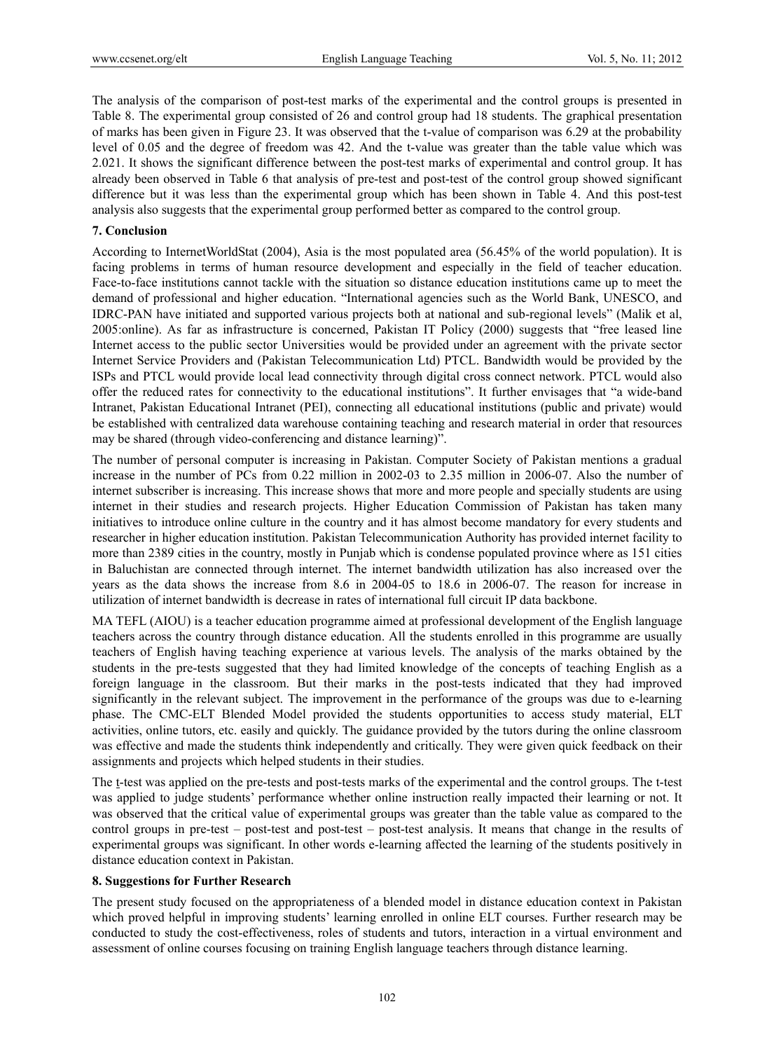The analysis of the comparison of post-test marks of the experimental and the control groups is presented in Table 8. The experimental group consisted of 26 and control group had 18 students. The graphical presentation of marks has been given in Figure 23. It was observed that the t-value of comparison was 6.29 at the probability level of 0.05 and the degree of freedom was 42. And the t-value was greater than the table value which was 2.021. It shows the significant difference between the post-test marks of experimental and control group. It has already been observed in Table 6 that analysis of pre-test and post-test of the control group showed significant difference but it was less than the experimental group which has been shown in Table 4. And this post-test analysis also suggests that the experimental group performed better as compared to the control group.

## 7. Conclusion

According to InternetWorldStat (2004), Asia is the most populated area (56.45% of the world population). It is facing problems in terms of human resource development and especially in the field of teacher education. Face-to-face institutions cannot tackle with the situation so distance education institutions came up to meet the demand of professional and higher education. "International agencies such as the World Bank, UNESCO, and IDRC-PAN have initiated and supported various projects both at national and sub-regional levels" (Malik et al, 2005:online). As far as infrastructure is concerned, Pakistan IT Policy (2000) suggests that "free leased line Internet access to the public sector Universities would be provided under an agreement with the private sector Internet Service Providers and (Pakistan Telecommunication Ltd) PTCL. Bandwidth would be provided by the ISPs and PTCL would provide local lead connectivity through digital cross connect network. PTCL would also offer the reduced rates for connectivity to the educational institutions". It further envisages that "a wide-band Intranet, Pakistan Educational Intranet (PEI), connecting all educational institutions (public and private) would be established with centralized data warehouse containing teaching and research material in order that resources may be shared (through video-conferencing and distance learning)".

The number of personal computer is increasing in Pakistan. Computer Society of Pakistan mentions a gradual increase in the number of PCs from 0.22 million in 2002-03 to 2.35 million in 2006-07. Also the number of internet subscriber is increasing. This increase shows that more and more people and specially students are using internet in their studies and research projects. Higher Education Commission of Pakistan has taken many initiatives to introduce online culture in the country and it has almost become mandatory for every students and researcher in higher education institution. Pakistan Telecommunication Authority has provided internet facility to more than 2389 cities in the country, mostly in Punjab which is condense populated province where as 151 cities in Baluchistan are connected through internet. The internet bandwidth utilization has also increased over the years as the data shows the increase from 8.6 in 2004-05 to 18.6 in 2006-07. The reason for increase in utilization of internet bandwidth is decrease in rates of international full circuit IP data backbone.

MA TEFL (AIOU) is a teacher education programme aimed at professional development of the English language teachers across the country through distance education. All the students enrolled in this programme are usually teachers of English having teaching experience at various levels. The analysis of the marks obtained by the students in the pre-tests suggested that they had limited knowledge of the concepts of teaching English as a foreign language in the classroom. But their marks in the post-tests indicated that they had improved significantly in the relevant subject. The improvement in the performance of the groups was due to e-learning phase. The CMC-ELT Blended Model provided the students opportunities to access study material, ELT activities, online tutors, etc. easily and quickly. The guidance provided by the tutors during the online classroom was effective and made the students think independently and critically. They were given quick feedback on their assignments and projects which helped students in their studies.

The t-test was applied on the pre-tests and post-tests marks of the experimental and the control groups. The t-test was applied to judge students' performance whether online instruction really impacted their learning or not. It was observed that the critical value of experimental groups was greater than the table value as compared to the control groups in pre-test – post-test and post-test – post-test analysis. It means that change in the results of experimental groups was significant. In other words e-learning affected the learning of the students positively in distance education context in Pakistan.

## 8. Suggestions for Further Research

The present study focused on the appropriateness of a blended model in distance education context in Pakistan which proved helpful in improving students' learning enrolled in online ELT courses. Further research may be conducted to study the cost-effectiveness, roles of students and tutors, interaction in a virtual environment and assessment of online courses focusing on training English language teachers through distance learning.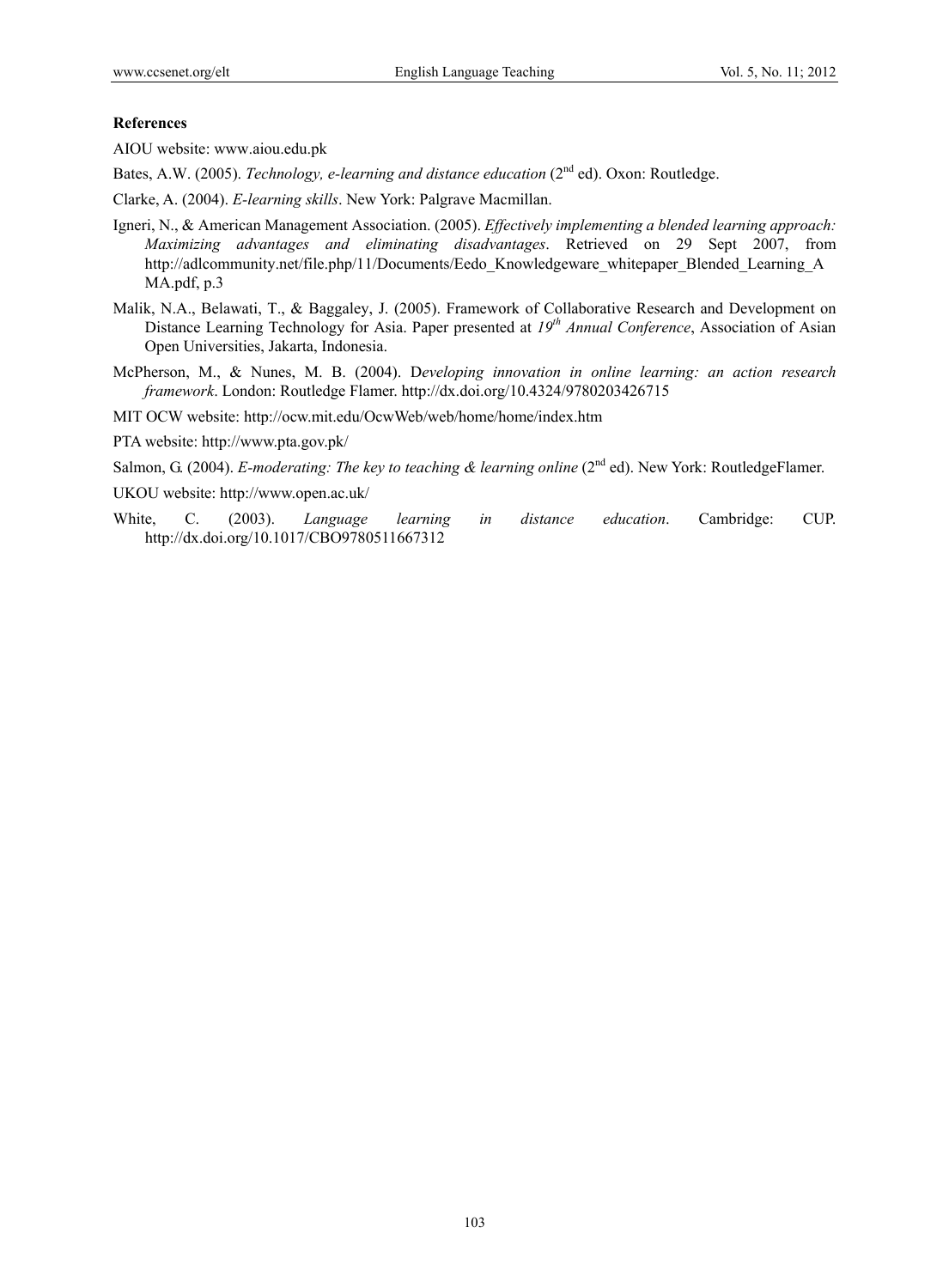**References**

AIOU website: www.aiou.edu.pk

Bates, A.W. (2005). *Technology, e-learning and distance education* (2nd ed). Oxon: Routledge.

Clarke, A. (2004). *E-learning skills*. New York: Palgrave Macmillan.

Igneri, N., & American Management Association. (2005). *Effectively implementing a blended learning approach: Maximizing advantages and eliminating disadvantages*. Retrieved on 29 Sept 2007, from http://adlcommunity.net/file.php/11/Documents/Eedo_Knowledgeware_whitepaper_Blended_Learning_AMA.pdf, p.3

Malik, N.A., Belawati, T., & Baggaley, J. (2005). Framework of Collaborative Research and Development on Distance Learning Technology for Asia. Paper presented at *19th Annual Conference*, Association of Asian Open Universities, Jakarta, Indonesia.

McPherson, M., & Nunes, M. B. (2004). D*eveloping innovation in online learning: an action research framework*. London: Routledge Flamer. http://dx.doi.org/10.4324/9780203426715

MIT OCW website: http://ocw.mit.edu/OcwWeb/web/home/home/index.htm

PTA website: http://www.pta.gov.pk/

Salmon, G. (2004). *E-moderating: The key to teaching & learning online* (2nd ed). New York: RoutledgeFlamer.

UKOU website: http://www.open.ac.uk/

White, C. (2003). *Language learning in distance education*. Cambridge: CUP. http://dx.doi.org/10.1017/CBO9780511667312